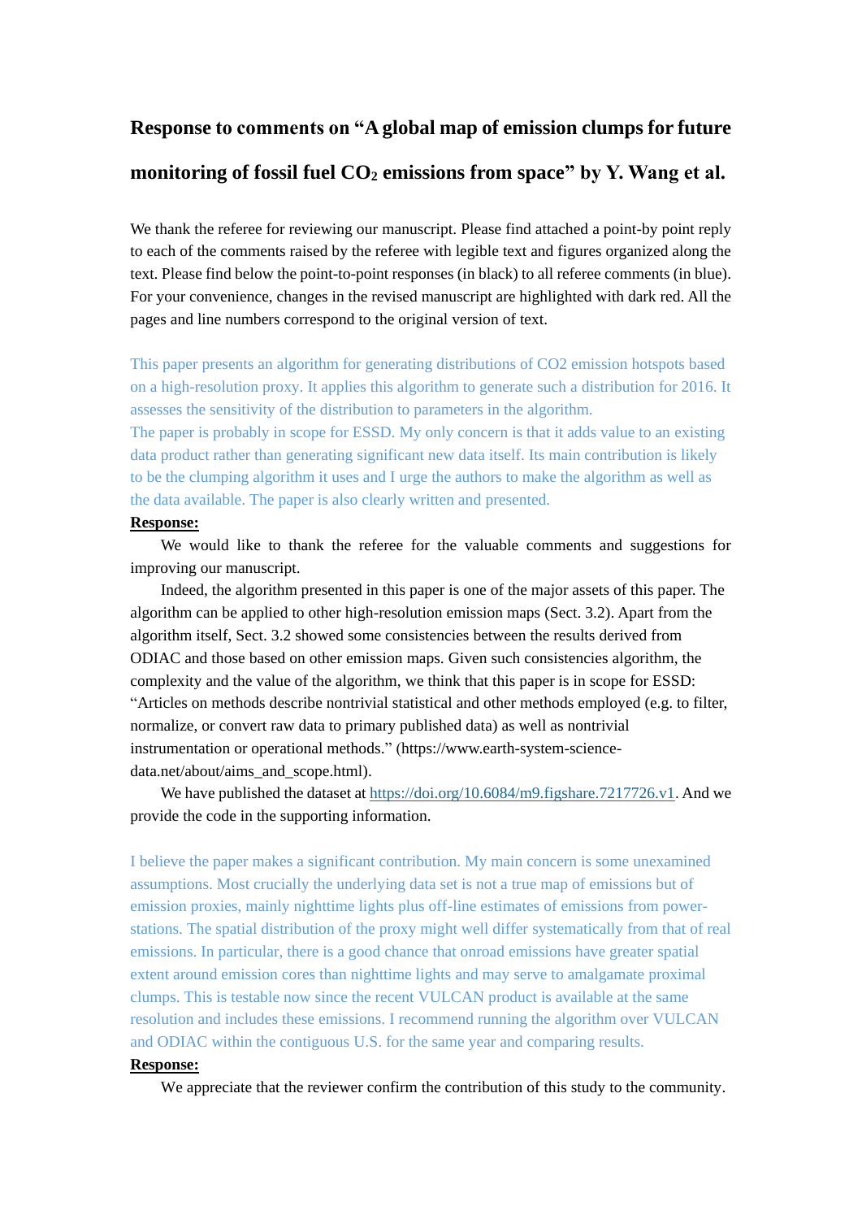# Response to comments on "A global map of emission clumps for future monitoring of fossil fuel $CO_2$ emissions from space" by Y. Wang et al.

We thank the referee for reviewing our manuscript. Please find attached a point-by point reply to each of the comments raised by the referee with legible text and figures organized along the text. Please find below the point-to-point responses (in black) to all referee comments (in blue). For your convenience, changes in the revised manuscript are highlighted with dark red. All the pages and line numbers correspond to the original version of text.

This paper presents an algorithm for generating distributions of CO2 emission hotspots based on a high-resolution proxy. It applies this algorithm to generate such a distribution for 2016. It assesses the sensitivity of the distribution to parameters in the algorithm.
The paper is probably in scope for ESSD. My only concern is that it adds value to an existing data product rather than generating significant new data itself. Its main contribution is likely to be the clumping algorithm it uses and I urge the authors to make the algorithm as well as the data available. The paper is also clearly written and presented.

**Response:**

We would like to thank the referee for the valuable comments and suggestions for improving our manuscript.

Indeed, the algorithm presented in this paper is one of the major assets of this paper. The algorithm can be applied to other high-resolution emission maps (Sect. 3.2). Apart from the algorithm itself, Sect. 3.2 showed some consistencies between the results derived from ODIAC and those based on other emission maps. Given such consistencies algorithm, the complexity and the value of the algorithm, we think that this paper is in scope for ESSD: "Articles on methods describe nontrivial statistical and other methods employed (e.g. to filter, normalize, or convert raw data to primary published data) as well as nontrivial instrumentation or operational methods." (https://www.earth-system-science-data.net/about/aims_and_scope.html).

We have published the dataset at https://doi.org/10.6084/m9.figshare.7217726.v1. And we provide the code in the supporting information.

I believe the paper makes a significant contribution. My main concern is some unexamined assumptions. Most crucially the underlying data set is not a true map of emissions but of emission proxies, mainly nighttime lights plus off-line estimates of emissions from power-stations. The spatial distribution of the proxy might well differ systematically from that of real emissions. In particular, there is a good chance that onroad emissions have greater spatial extent around emission cores than nighttime lights and may serve to amalgamate proximal clumps. This is testable now since the recent VULCAN product is available at the same resolution and includes these emissions. I recommend running the algorithm over VULCAN and ODIAC within the contiguous U.S. for the same year and comparing results.

**Response:**

We appreciate that the reviewer confirm the contribution of this study to the community.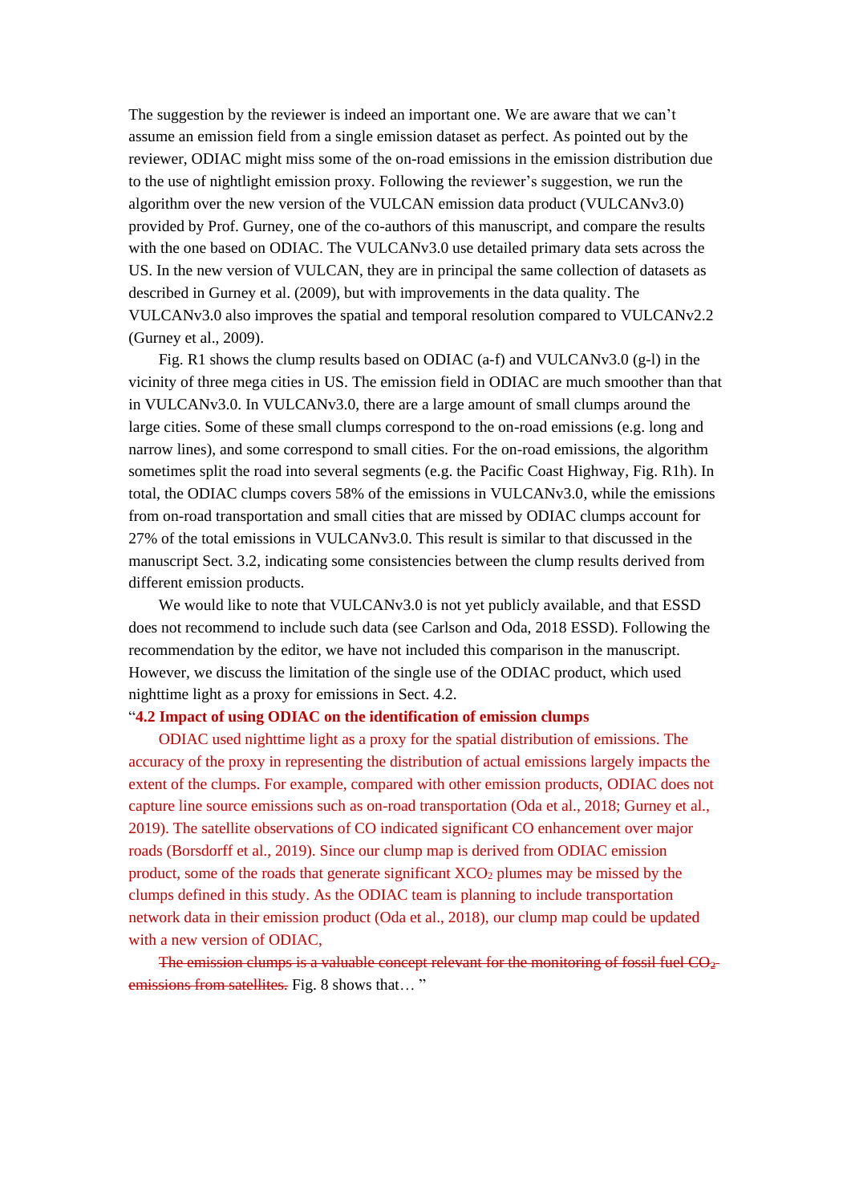The suggestion by the reviewer is indeed an important one. We are aware that we can't assume an emission field from a single emission dataset as perfect. As pointed out by the reviewer, ODIAC might miss some of the on-road emissions in the emission distribution due to the use of nightlight emission proxy. Following the reviewer's suggestion, we run the algorithm over the new version of the VULCAN emission data product (VULCANv3.0) provided by Prof. Gurney, one of the co-authors of this manuscript, and compare the results with the one based on ODIAC. The VULCANv3.0 use detailed primary data sets across the US. In the new version of VULCAN, they are in principal the same collection of datasets as described in Gurney et al. (2009), but with improvements in the data quality. The VULCANv3.0 also improves the spatial and temporal resolution compared to VULCANv2.2 (Gurney et al., 2009).

Fig. R1 shows the clump results based on ODIAC (a-f) and VULCANv3.0 (g-l) in the vicinity of three mega cities in US. The emission field in ODIAC are much smoother than that in VULCANv3.0. In VULCANv3.0, there are a large amount of small clumps around the large cities. Some of these small clumps correspond to the on-road emissions (e.g. long and narrow lines), and some correspond to small cities. For the on-road emissions, the algorithm sometimes split the road into several segments (e.g. the Pacific Coast Highway, Fig. R1h). In total, the ODIAC clumps covers 58% of the emissions in VULCANv3.0, while the emissions from on-road transportation and small cities that are missed by ODIAC clumps account for 27% of the total emissions in VULCANv3.0. This result is similar to that discussed in the manuscript Sect. 3.2, indicating some consistencies between the clump results derived from different emission products.

We would like to note that VULCANv3.0 is not yet publicly available, and that ESSD does not recommend to include such data (see Carlson and Oda, 2018 ESSD). Following the recommendation by the editor, we have not included this comparison in the manuscript. However, we discuss the limitation of the single use of the ODIAC product, which used nighttime light as a proxy for emissions in Sect. 4.2.

"**4.2 Impact of using ODIAC on the identification of emission clumps**

ODIAC used nighttime light as a proxy for the spatial distribution of emissions. The accuracy of the proxy in representing the distribution of actual emissions largely impacts the extent of the clumps. For example, compared with other emission products, ODIAC does not capture line source emissions such as on-road transportation (Oda et al., 2018; Gurney et al., 2019). The satellite observations of CO indicated significant CO enhancement over major roads (Borsdorff et al., 2019). Since our clump map is derived from ODIAC emission product, some of the roads that generate significant $XCO_2$ plumes may be missed by the clumps defined in this study. As the ODIAC team is planning to include transportation network data in their emission product (Oda et al., 2018), our clump map could be updated with a new version of ODIAC,

~~The emission clumps is a valuable concept relevant for the monitoring of fossil fuel $CO_2$ emissions from satellites.~~ Fig. 8 shows that… "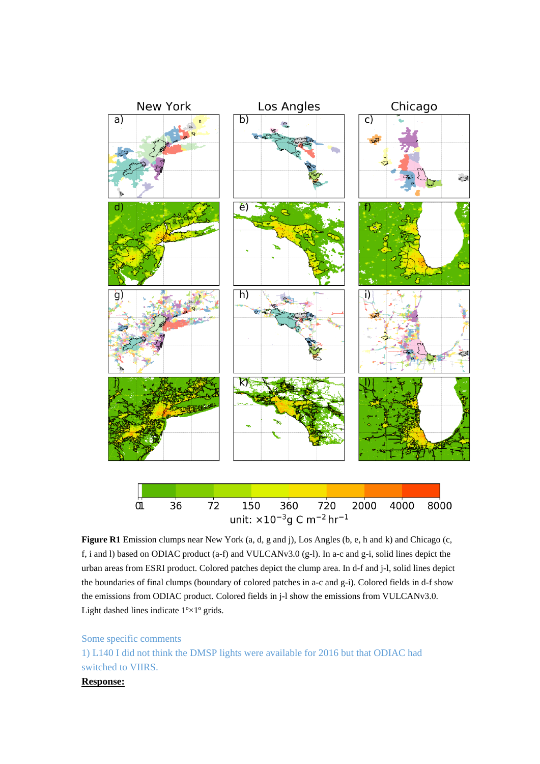**Figure R1** Emission clumps near New York (a, d, g and j), Los Angles (b, e, h and k) and Chicago (c, f, i and l) based on ODIAC product (a-f) and VULCANv3.0 (g-l). In a-c and g-i, solid lines depict the urban areas from ESRI product. Colored patches depict the clump area. In d-f and j-l, solid lines depict the boundaries of final clumps (boundary of colored patches in a-c and g-i). Colored fields in d-f show the emissions from ODIAC product. Colored fields in j-l show the emissions from VULCANv3.0. Light dashed lines indicate 1°×1° grids.

Some specific comments

1) L140 I did not think the DMSP lights were available for 2016 but that ODIAC had switched to VIIRS.

**Response:**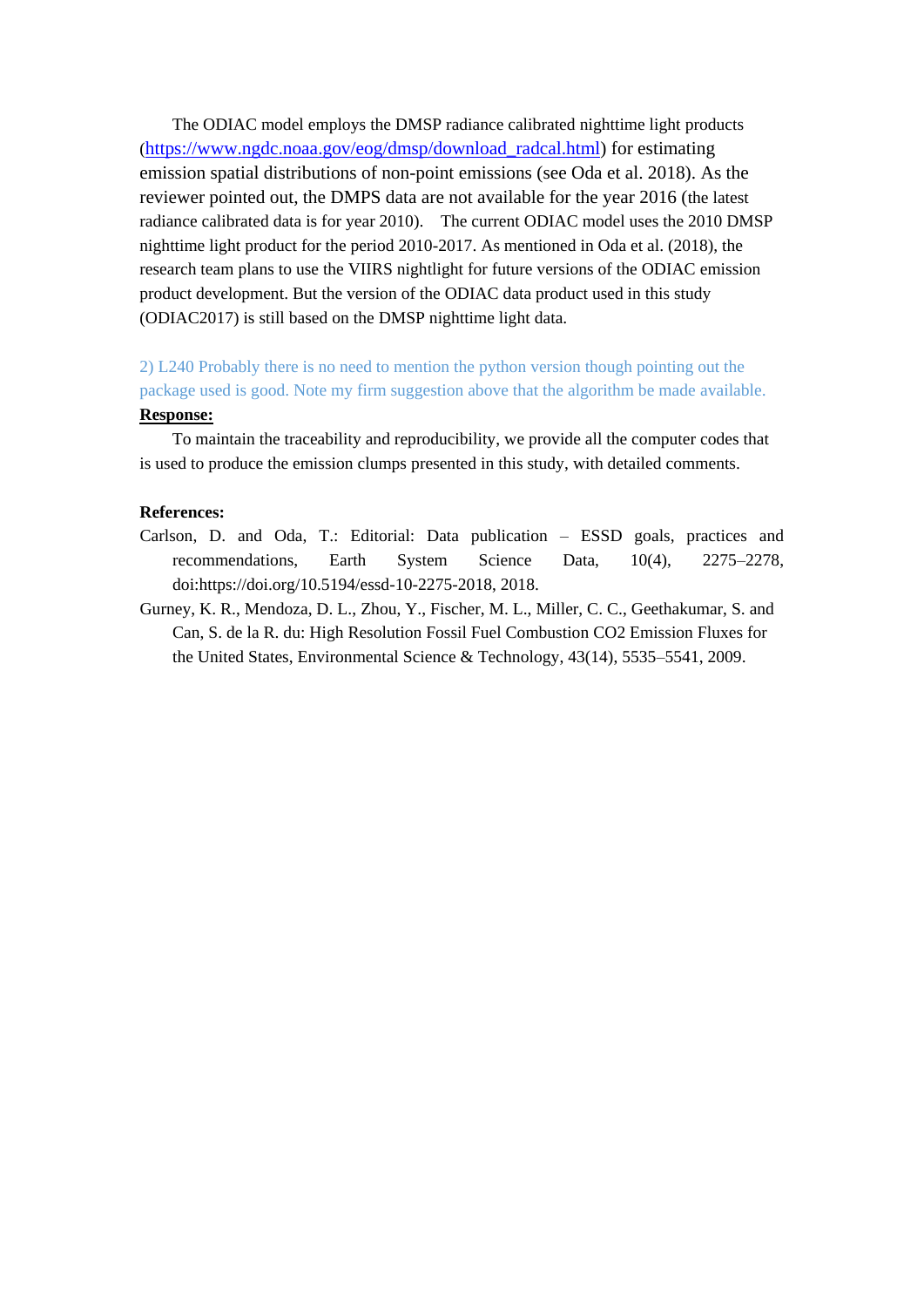The ODIAC model employs the DMSP radiance calibrated nighttime light products ([https://www.ngdc.noaa.gov/eog/dmsp/download_radcal.html](https://www.ngdc.noaa.gov/eog/dmsp/download_radcal.html)) for estimating emission spatial distributions of non-point emissions (see Oda et al. 2018). As the reviewer pointed out, the DMPS data are not available for the year 2016 (the latest radiance calibrated data is for year 2010). The current ODIAC model uses the 2010 DMSP nighttime light product for the period 2010-2017. As mentioned in Oda et al. (2018), the research team plans to use the VIIRS nightlight for future versions of the ODIAC emission product development. But the version of the ODIAC data product used in this study (ODIAC2017) is still based on the DMSP nighttime light data.

2) L240 Probably there is no need to mention the python version though pointing out the package used is good. Note my firm suggestion above that the algorithm be made available.

**Response:**

To maintain the traceability and reproducibility, we provide all the computer codes that is used to produce the emission clumps presented in this study, with detailed comments.

**References:**

Carlson, D. and Oda, T.: Editorial: Data publication – ESSD goals, practices and recommendations, Earth System Science Data, 10(4), 2275–2278, doi:https://doi.org/10.5194/essd-10-2275-2018, 2018.

Gurney, K. R., Mendoza, D. L., Zhou, Y., Fischer, M. L., Miller, C. C., Geethakumar, S. and Can, S. de la R. du: High Resolution Fossil Fuel Combustion CO2 Emission Fluxes for the United States, Environmental Science & Technology, 43(14), 5535–5541, 2009.